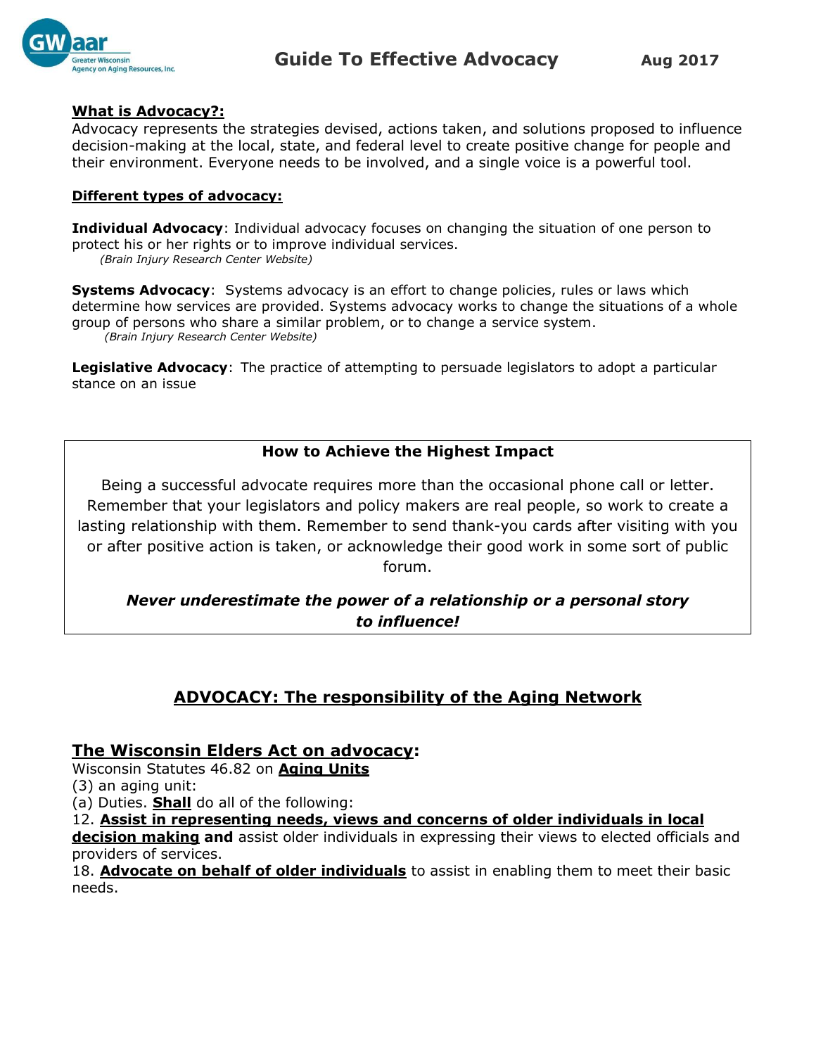# Guide To Effective Advocacy

Aug 2017

**What is Advocacy?:**

Advocacy represents the strategies devised, actions taken, and solutions proposed to influence decision-making at the local, state, and federal level to create positive change for people and their environment. Everyone needs to be involved, and a single voice is a powerful tool.

**Different types of advocacy:**

**Individual Advocacy**: Individual advocacy focuses on changing the situation of one person to protect his or her rights or to improve individual services.
*(Brain Injury Research Center Website)*

**Systems Advocacy**: Systems advocacy is an effort to change policies, rules or laws which determine how services are provided. Systems advocacy works to change the situations of a whole group of persons who share a similar problem, or to change a service system.
*(Brain Injury Research Center Website)*

**Legislative Advocacy**: The practice of attempting to persuade legislators to adopt a particular stance on an issue

### How to Achieve the Highest Impact

Being a successful advocate requires more than the occasional phone call or letter. Remember that your legislators and policy makers are real people, so work to create a lasting relationship with them. Remember to send thank-you cards after visiting with you or after positive action is taken, or acknowledge their good work in some sort of public forum.

***Never underestimate the power of a relationship or a personal story to influence!***

## ADVOCACY: The responsibility of the Aging Network

### The Wisconsin Elders Act on advocacy:

Wisconsin Statutes 46.82 on **Aging Units**

(3) an aging unit:

(a) Duties. **Shall** do all of the following:

12. **Assist in representing needs, views and concerns of older individuals in local decision making and** assist older individuals in expressing their views to elected officials and providers of services.

18. **Advocate on behalf of older individuals** to assist in enabling them to meet their basic needs.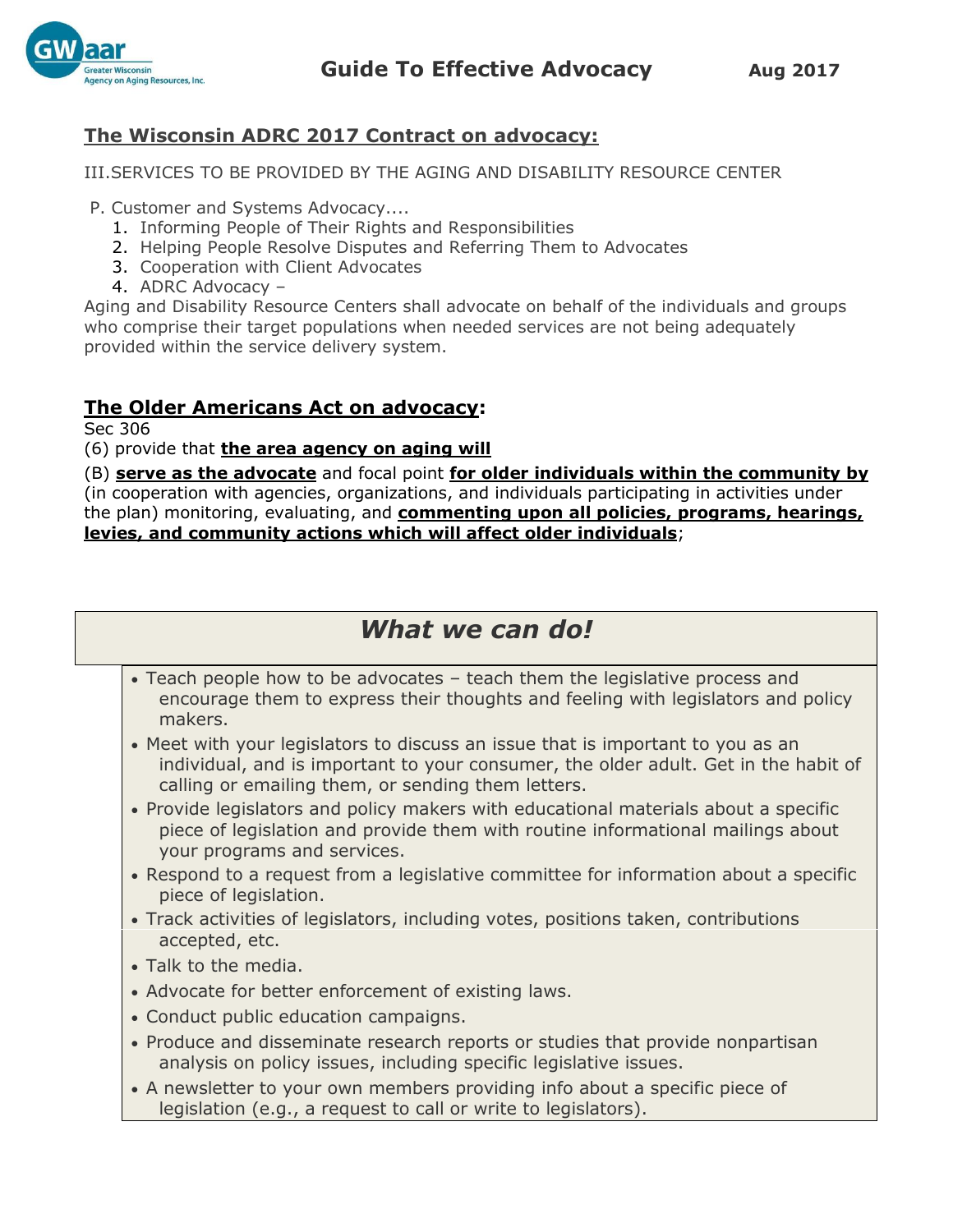## The Wisconsin ADRC 2017 Contract on advocacy:

III.SERVICES TO BE PROVIDED BY THE AGING AND DISABILITY RESOURCE CENTER

P. Customer and Systems Advocacy....

1. Informing People of Their Rights and Responsibilities
2. Helping People Resolve Disputes and Referring Them to Advocates
3. Cooperation with Client Advocates
4. ADRC Advocacy –

Aging and Disability Resource Centers shall advocate on behalf of the individuals and groups who comprise their target populations when needed services are not being adequately provided within the service delivery system.

## The Older Americans Act on advocacy:

Sec 306

(6) provide that **the area agency on aging will**

(B) **serve as the advocate** and focal point **for older individuals within the community by** (in cooperation with agencies, organizations, and individuals participating in activities under the plan) monitoring, evaluating, and **commenting upon all policies, programs, hearings, levies, and community actions which will affect older individuals**;

## *What we can do!*

- Teach people how to be advocates – teach them the legislative process and encourage them to express their thoughts and feeling with legislators and policy makers.
- Meet with your legislators to discuss an issue that is important to you as an individual, and is important to your consumer, the older adult. Get in the habit of calling or emailing them, or sending them letters.
- Provide legislators and policy makers with educational materials about a specific piece of legislation and provide them with routine informational mailings about your programs and services.
- Respond to a request from a legislative committee for information about a specific piece of legislation.
- Track activities of legislators, including votes, positions taken, contributions accepted, etc.
- Talk to the media.
- Advocate for better enforcement of existing laws.
- Conduct public education campaigns.
- Produce and disseminate research reports or studies that provide nonpartisan analysis on policy issues, including specific legislative issues.
- A newsletter to your own members providing info about a specific piece of legislation (e.g., a request to call or write to legislators).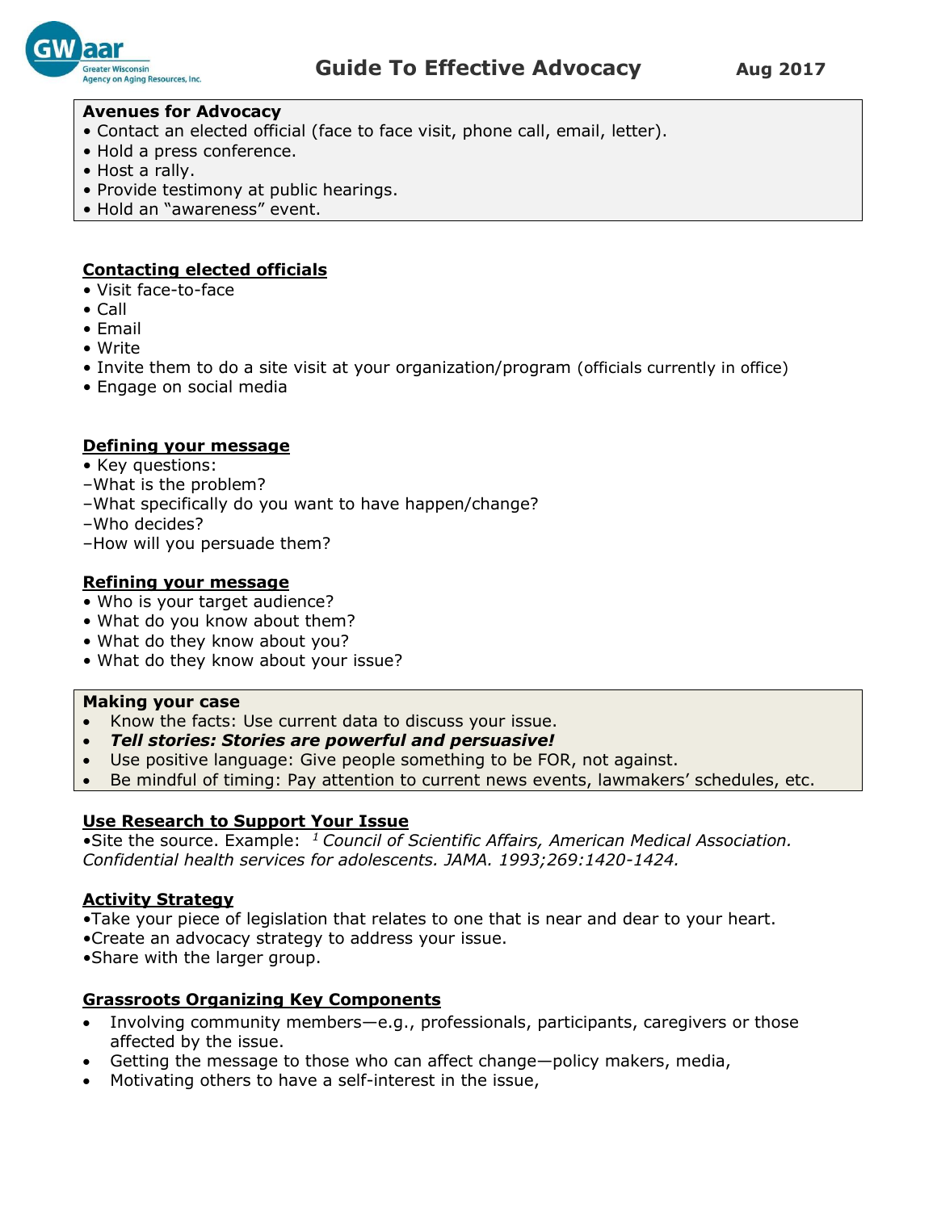# Guide To Effective Advocacy

Aug 2017

**Avenues for Advocacy**

- Contact an elected official (face to face visit, phone call, email, letter).
- Hold a press conference.
- Host a rally.
- Provide testimony at public hearings.
- Hold an "awareness" event.

## Contacting elected officials

- Visit face-to-face
- Call
- Email
- Write
- Invite them to do a site visit at your organization/program (officials currently in office)
- Engage on social media

## Defining your message

- Key questions:

–What is the problem?
–What specifically do you want to have happen/change?
–Who decides?
–How will you persuade them?

## Refining your message

- Who is your target audience?
- What do you know about them?
- What do they know about you?
- What do they know about your issue?

**Making your case**

- Know the facts: Use current data to discuss your issue.
- ***Tell stories: Stories are powerful and persuasive!***
- Use positive language: Give people something to be FOR, not against.
- Be mindful of timing: Pay attention to current news events, lawmakers' schedules, etc.

## Use Research to Support Your Issue

•Site the source. Example: *[1] Council of Scientific Affairs, American Medical Association. Confidential health services for adolescents. JAMA. 1993;269:1420-1424.*

## Activity Strategy

•Take your piece of legislation that relates to one that is near and dear to your heart.
•Create an advocacy strategy to address your issue.
•Share with the larger group.

## Grassroots Organizing Key Components

- Involving community members—e.g., professionals, participants, caregivers or those affected by the issue.
- Getting the message to those who can affect change—policy makers, media,
- Motivating others to have a self-interest in the issue,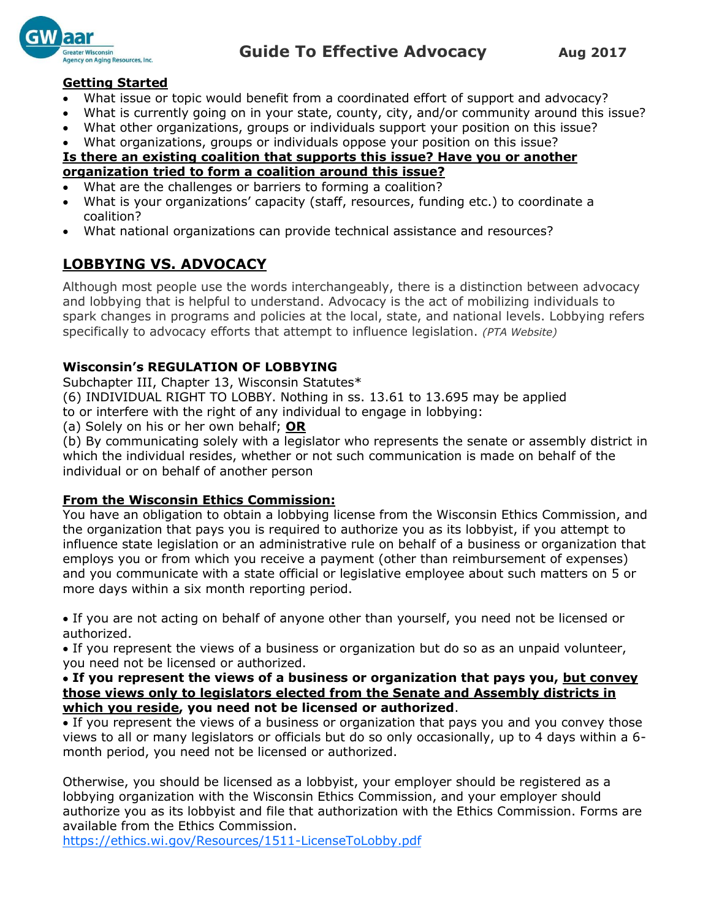**Guide To Effective Advocacy** Aug 2017

**Getting Started**

- What issue or topic would benefit from a coordinated effort of support and advocacy?
- What is currently going on in your state, county, city, and/or community around this issue?
- What other organizations, groups or individuals support your position on this issue?
- What organizations, groups or individuals oppose your position on this issue?

**Is there an existing coalition that supports this issue? Have you or another organization tried to form a coalition around this issue?**

- What are the challenges or barriers to forming a coalition?
- What is your organizations' capacity (staff, resources, funding etc.) to coordinate a coalition?
- What national organizations can provide technical assistance and resources?

## LOBBYING VS. ADVOCACY

Although most people use the words interchangeably, there is a distinction between advocacy and lobbying that is helpful to understand. Advocacy is the act of mobilizing individuals to spark changes in programs and policies at the local, state, and national levels. Lobbying refers specifically to advocacy efforts that attempt to influence legislation. *(PTA Website)*

**Wisconsin's REGULATION OF LOBBYING**

Subchapter III, Chapter 13, Wisconsin Statutes*

(6) INDIVIDUAL RIGHT TO LOBBY. Nothing in ss. 13.61 to 13.695 may be applied to or interfere with the right of any individual to engage in lobbying:

(a) Solely on his or her own behalf; **OR**

(b) By communicating solely with a legislator who represents the senate or assembly district in which the individual resides, whether or not such communication is made on behalf of the individual or on behalf of another person

**From the Wisconsin Ethics Commission:**

You have an obligation to obtain a lobbying license from the Wisconsin Ethics Commission, and the organization that pays you is required to authorize you as its lobbyist, if you attempt to influence state legislation or an administrative rule on behalf of a business or organization that employs you or from which you receive a payment (other than reimbursement of expenses) and you communicate with a state official or legislative employee about such matters on 5 or more days within a six month reporting period.

- If you are not acting on behalf of anyone other than yourself, you need not be licensed or authorized.
- If you represent the views of a business or organization but do so as an unpaid volunteer, you need not be licensed or authorized.
- **If you represent the views of a business or organization that pays you, but convey those views only to legislators elected from the Senate and Assembly districts in which you reside, you need not be licensed or authorized**.
- If you represent the views of a business or organization that pays you and you convey those views to all or many legislators or officials but do so only occasionally, up to 4 days within a 6-month period, you need not be licensed or authorized.

Otherwise, you should be licensed as a lobbyist, your employer should be registered as a lobbying organization with the Wisconsin Ethics Commission, and your employer should authorize you as its lobbyist and file that authorization with the Ethics Commission. Forms are available from the Ethics Commission.

https://ethics.wi.gov/Resources/1511-LicenseToLobby.pdf